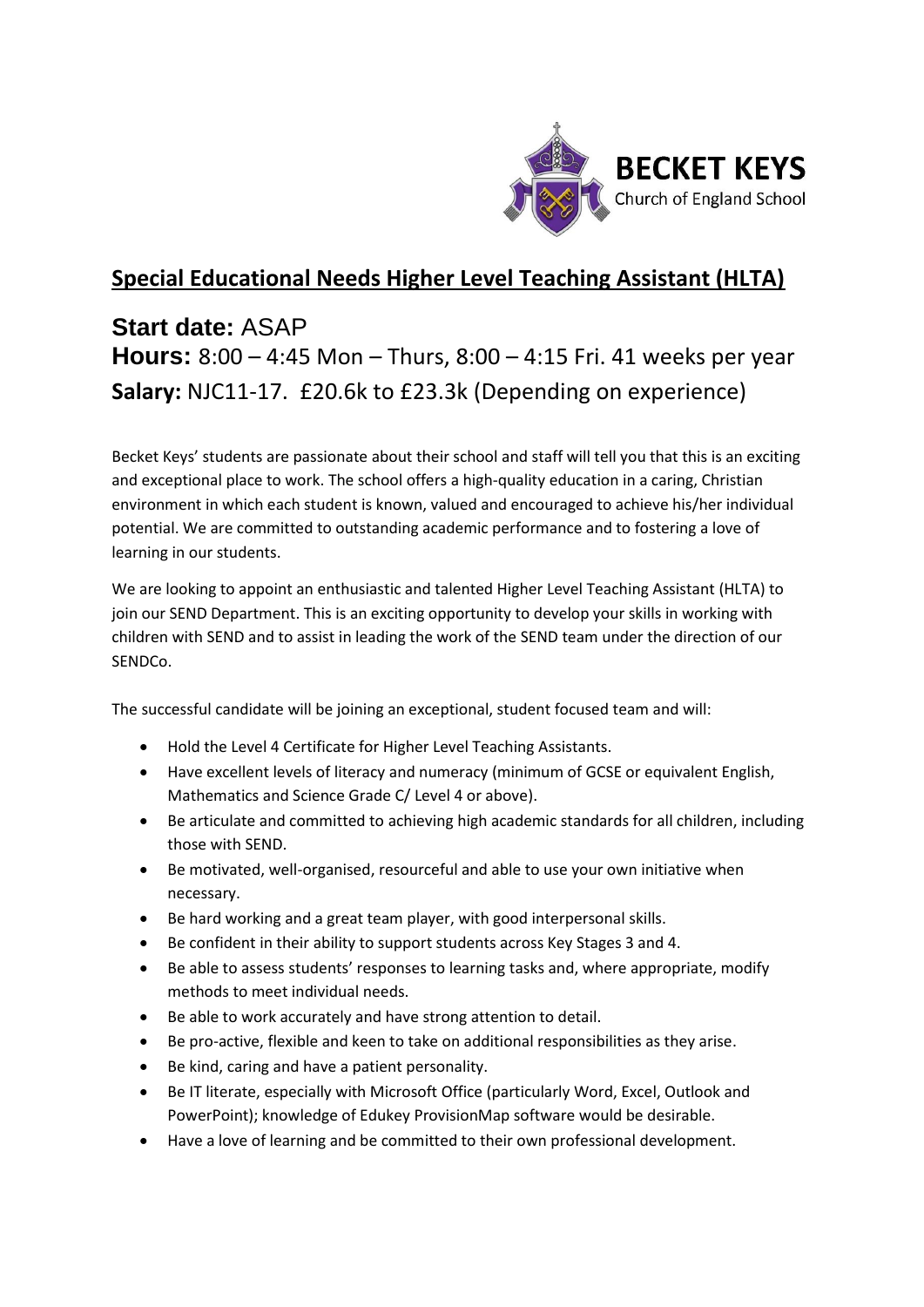**BECKET KEYS**
Church of England School

# Special Educational Needs Higher Level Teaching Assistant (HLTA)

**Start date:** ASAP
**Hours:** 8:00 – 4:45 Mon – Thurs, 8:00 – 4:15 Fri. 41 weeks per year
**Salary:** NJC11-17. £20.6k to £23.3k (Depending on experience)

Becket Keys' students are passionate about their school and staff will tell you that this is an exciting and exceptional place to work. The school offers a high-quality education in a caring, Christian environment in which each student is known, valued and encouraged to achieve his/her individual potential. We are committed to outstanding academic performance and to fostering a love of learning in our students.

We are looking to appoint an enthusiastic and talented Higher Level Teaching Assistant (HLTA) to join our SEND Department. This is an exciting opportunity to develop your skills in working with children with SEND and to assist in leading the work of the SEND team under the direction of our SENDCo.

The successful candidate will be joining an exceptional, student focused team and will:

- Hold the Level 4 Certificate for Higher Level Teaching Assistants.
- Have excellent levels of literacy and numeracy (minimum of GCSE or equivalent English, Mathematics and Science Grade C/ Level 4 or above).
- Be articulate and committed to achieving high academic standards for all children, including those with SEND.
- Be motivated, well-organised, resourceful and able to use your own initiative when necessary.
- Be hard working and a great team player, with good interpersonal skills.
- Be confident in their ability to support students across Key Stages 3 and 4.
- Be able to assess students' responses to learning tasks and, where appropriate, modify methods to meet individual needs.
- Be able to work accurately and have strong attention to detail.
- Be pro-active, flexible and keen to take on additional responsibilities as they arise.
- Be kind, caring and have a patient personality.
- Be IT literate, especially with Microsoft Office (particularly Word, Excel, Outlook and PowerPoint); knowledge of Edukey ProvisionMap software would be desirable.
- Have a love of learning and be committed to their own professional development.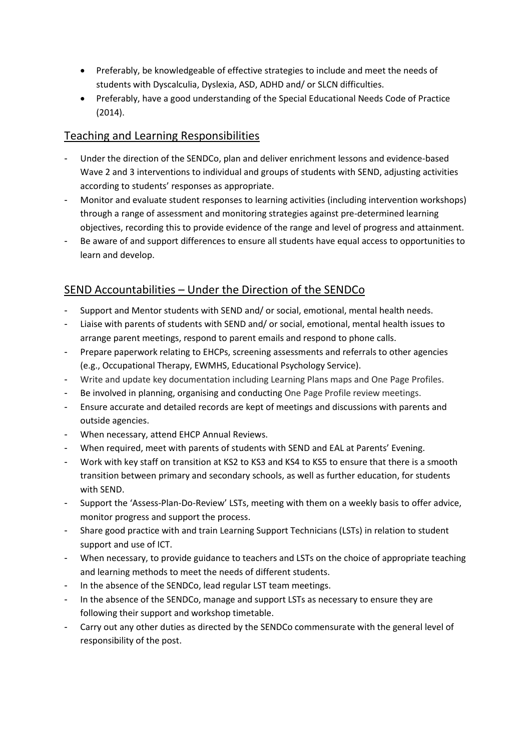- Preferably, be knowledgeable of effective strategies to include and meet the needs of students with Dyscalculia, Dyslexia, ASD, ADHD and/ or SLCN difficulties.
- Preferably, have a good understanding of the Special Educational Needs Code of Practice (2014).

## Teaching and Learning Responsibilities

- Under the direction of the SENDCo, plan and deliver enrichment lessons and evidence-based Wave 2 and 3 interventions to individual and groups of students with SEND, adjusting activities according to students' responses as appropriate.
- Monitor and evaluate student responses to learning activities (including intervention workshops) through a range of assessment and monitoring strategies against pre-determined learning objectives, recording this to provide evidence of the range and level of progress and attainment.
- Be aware of and support differences to ensure all students have equal access to opportunities to learn and develop.

## SEND Accountabilities – Under the Direction of the SENDCo

- Support and Mentor students with SEND and/ or social, emotional, mental health needs.
- Liaise with parents of students with SEND and/ or social, emotional, mental health issues to arrange parent meetings, respond to parent emails and respond to phone calls.
- Prepare paperwork relating to EHCPs, screening assessments and referrals to other agencies (e.g., Occupational Therapy, EWMHS, Educational Psychology Service).
- Write and update key documentation including Learning Plans maps and One Page Profiles.
- Be involved in planning, organising and conducting One Page Profile review meetings.
- Ensure accurate and detailed records are kept of meetings and discussions with parents and outside agencies.
- When necessary, attend EHCP Annual Reviews.
- When required, meet with parents of students with SEND and EAL at Parents' Evening.
- Work with key staff on transition at KS2 to KS3 and KS4 to KS5 to ensure that there is a smooth transition between primary and secondary schools, as well as further education, for students with SEND.
- Support the 'Assess-Plan-Do-Review' LSTs, meeting with them on a weekly basis to offer advice, monitor progress and support the process.
- Share good practice with and train Learning Support Technicians (LSTs) in relation to student support and use of ICT.
- When necessary, to provide guidance to teachers and LSTs on the choice of appropriate teaching and learning methods to meet the needs of different students.
- In the absence of the SENDCo, lead regular LST team meetings.
- In the absence of the SENDCo, manage and support LSTs as necessary to ensure they are following their support and workshop timetable.
- Carry out any other duties as directed by the SENDCo commensurate with the general level of responsibility of the post.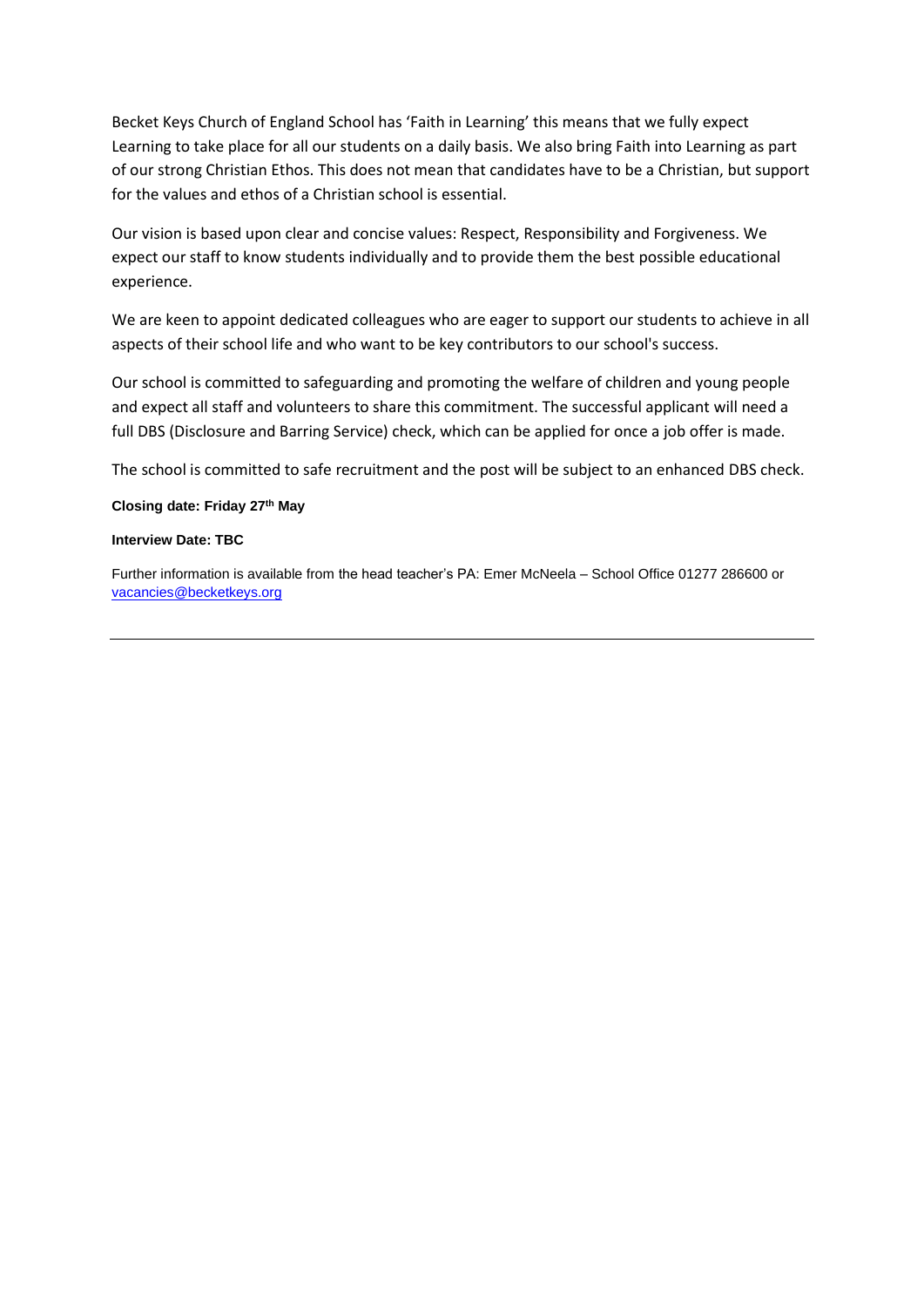Becket Keys Church of England School has 'Faith in Learning' this means that we fully expect Learning to take place for all our students on a daily basis. We also bring Faith into Learning as part of our strong Christian Ethos. This does not mean that candidates have to be a Christian, but support for the values and ethos of a Christian school is essential.

Our vision is based upon clear and concise values: Respect, Responsibility and Forgiveness. We expect our staff to know students individually and to provide them the best possible educational experience.

We are keen to appoint dedicated colleagues who are eager to support our students to achieve in all aspects of their school life and who want to be key contributors to our school's success.

Our school is committed to safeguarding and promoting the welfare of children and young people and expect all staff and volunteers to share this commitment. The successful applicant will need a full DBS (Disclosure and Barring Service) check, which can be applied for once a job offer is made.

The school is committed to safe recruitment and the post will be subject to an enhanced DBS check.

**Closing date: Friday 27th May**

**Interview Date: TBC**

Further information is available from the head teacher's PA: Emer McNeela – School Office 01277 286600 or vacancies@becketkeys.org

---